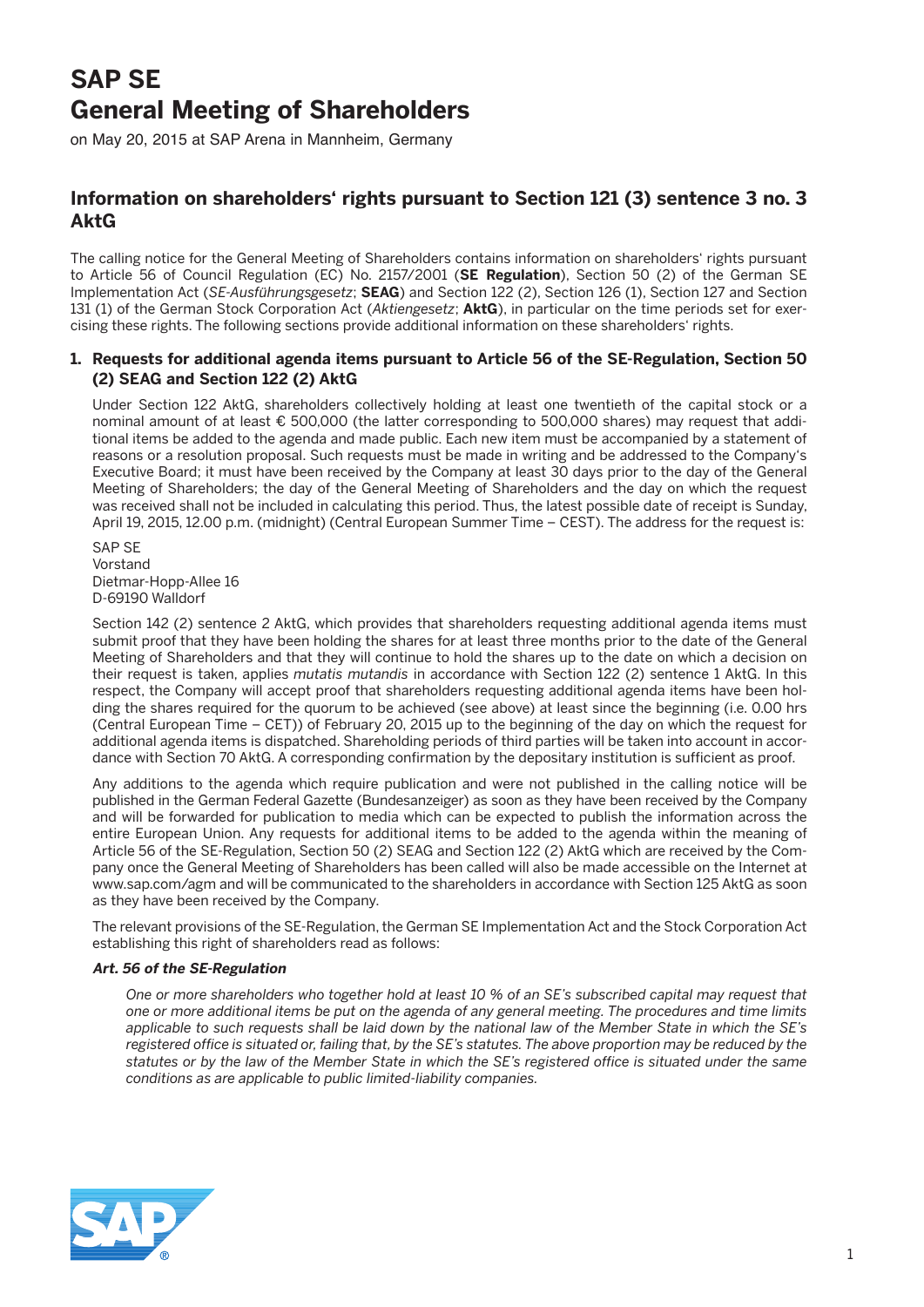# SAP SE
# General Meeting of Shareholders

on May 20, 2015 at SAP Arena in Mannheim, Germany

## Information on shareholders' rights pursuant to Section 121 (3) sentence 3 no. 3 AktG

The calling notice for the General Meeting of Shareholders contains information on shareholders' rights pursuant to Article 56 of Council Regulation (EC) No. 2157/2001 (**SE Regulation**), Section 50 (2) of the German SE Implementation Act (*SE-Ausführungsgesetz*; **SEAG**) and Section 122 (2), Section 126 (1), Section 127 and Section 131 (1) of the German Stock Corporation Act (*Aktiengesetz*; **AktG**), in particular on the time periods set for exercising these rights. The following sections provide additional information on these shareholders' rights.

### 1. Requests for additional agenda items pursuant to Article 56 of the SE-Regulation, Section 50 (2) SEAG and Section 122 (2) AktG

Under Section 122 AktG, shareholders collectively holding at least one twentieth of the capital stock or a nominal amount of at least € 500,000 (the latter corresponding to 500,000 shares) may request that additional items be added to the agenda and made public. Each new item must be accompanied by a statement of reasons or a resolution proposal. Such requests must be made in writing and be addressed to the Company's Executive Board; it must have been received by the Company at least 30 days prior to the day of the General Meeting of Shareholders; the day of the General Meeting of Shareholders and the day on which the request was received shall not be included in calculating this period. Thus, the latest possible date of receipt is Sunday, April 19, 2015, 12.00 p.m. (midnight) (Central European Summer Time – CEST). The address for the request is:

SAP SE
Vorstand
Dietmar-Hopp-Allee 16
D-69190 Walldorf

Section 142 (2) sentence 2 AktG, which provides that shareholders requesting additional agenda items must submit proof that they have been holding the shares for at least three months prior to the date of the General Meeting of Shareholders and that they will continue to hold the shares up to the date on which a decision on their request is taken, applies *mutatis mutandis* in accordance with Section 122 (2) sentence 1 AktG. In this respect, the Company will accept proof that shareholders requesting additional agenda items have been holding the shares required for the quorum to be achieved (see above) at least since the beginning (i.e. 0.00 hrs (Central European Time – CET)) of February 20, 2015 up to the beginning of the day on which the request for additional agenda items is dispatched. Shareholding periods of third parties will be taken into account in accordance with Section 70 AktG. A corresponding confirmation by the depositary institution is sufficient as proof.

Any additions to the agenda which require publication and were not published in the calling notice will be published in the German Federal Gazette (Bundesanzeiger) as soon as they have been received by the Company and will be forwarded for publication to media which can be expected to publish the information across the entire European Union. Any requests for additional items to be added to the agenda within the meaning of Article 56 of the SE-Regulation, Section 50 (2) SEAG and Section 122 (2) AktG which are received by the Company once the General Meeting of Shareholders has been called will also be made accessible on the Internet at www.sap.com/agm and will be communicated to the shareholders in accordance with Section 125 AktG as soon as they have been received by the Company.

The relevant provisions of the SE-Regulation, the German SE Implementation Act and the Stock Corporation Act establishing this right of shareholders read as follows:

***Art. 56 of the SE-Regulation***

*One or more shareholders who together hold at least 10 % of an SE's subscribed capital may request that one or more additional items be put on the agenda of any general meeting. The procedures and time limits applicable to such requests shall be laid down by the national law of the Member State in which the SE's registered office is situated or, failing that, by the SE's statutes. The above proportion may be reduced by the statutes or by the law of the Member State in which the SE's registered office is situated under the same conditions as are applicable to public limited-liability companies.*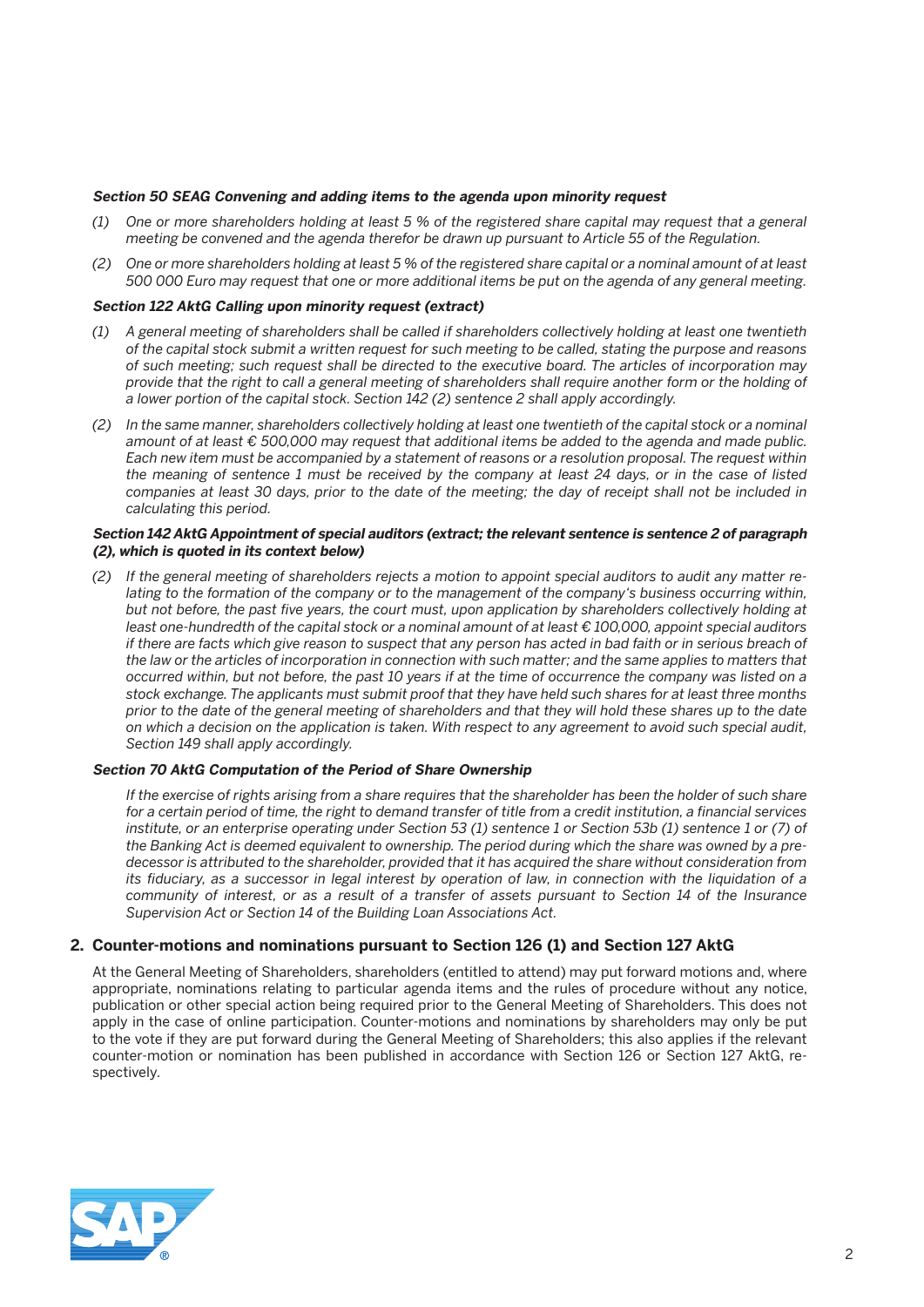***Section 50 SEAG Convening and adding items to the agenda upon minority request***

*(1) One or more shareholders holding at least 5 % of the registered share capital may request that a general meeting be convened and the agenda therefor be drawn up pursuant to Article 55 of the Regulation.*

*(2) One or more shareholders holding at least 5 % of the registered share capital or a nominal amount of at least 500 000 Euro may request that one or more additional items be put on the agenda of any general meeting.*

***Section 122 AktG Calling upon minority request (extract)***

*(1) A general meeting of shareholders shall be called if shareholders collectively holding at least one twentieth of the capital stock submit a written request for such meeting to be called, stating the purpose and reasons of such meeting; such request shall be directed to the executive board. The articles of incorporation may provide that the right to call a general meeting of shareholders shall require another form or the holding of a lower portion of the capital stock. Section 142 (2) sentence 2 shall apply accordingly.*

*(2) In the same manner, shareholders collectively holding at least one twentieth of the capital stock or a nominal amount of at least € 500,000 may request that additional items be added to the agenda and made public. Each new item must be accompanied by a statement of reasons or a resolution proposal. The request within the meaning of sentence 1 must be received by the company at least 24 days, or in the case of listed companies at least 30 days, prior to the date of the meeting; the day of receipt shall not be included in calculating this period.*

***Section 142 AktG Appointment of special auditors (extract; the relevant sentence is sentence 2 of paragraph (2), which is quoted in its context below)***

*(2) If the general meeting of shareholders rejects a motion to appoint special auditors to audit any matter relating to the formation of the company or to the management of the company's business occurring within, but not before, the past five years, the court must, upon application by shareholders collectively holding at least one-hundredth of the capital stock or a nominal amount of at least € 100,000, appoint special auditors if there are facts which give reason to suspect that any person has acted in bad faith or in serious breach of the law or the articles of incorporation in connection with such matter; and the same applies to matters that occurred within, but not before, the past 10 years if at the time of occurrence the company was listed on a stock exchange. The applicants must submit proof that they have held such shares for at least three months prior to the date of the general meeting of shareholders and that they will hold these shares up to the date on which a decision on the application is taken. With respect to any agreement to avoid such special audit, Section 149 shall apply accordingly.*

***Section 70 AktG Computation of the Period of Share Ownership***

*If the exercise of rights arising from a share requires that the shareholder has been the holder of such share for a certain period of time, the right to demand transfer of title from a credit institution, a financial services institute, or an enterprise operating under Section 53 (1) sentence 1 or Section 53b (1) sentence 1 or (7) of the Banking Act is deemed equivalent to ownership. The period during which the share was owned by a predecessor is attributed to the shareholder, provided that it has acquired the share without consideration from its fiduciary, as a successor in legal interest by operation of law, in connection with the liquidation of a community of interest, or as a result of a transfer of assets pursuant to Section 14 of the Insurance Supervision Act or Section 14 of the Building Loan Associations Act.*

## 2. Counter-motions and nominations pursuant to Section 126 (1) and Section 127 AktG

At the General Meeting of Shareholders, shareholders (entitled to attend) may put forward motions and, where appropriate, nominations relating to particular agenda items and the rules of procedure without any notice, publication or other special action being required prior to the General Meeting of Shareholders. This does not apply in the case of online participation. Counter-motions and nominations by shareholders may only be put to the vote if they are put forward during the General Meeting of Shareholders; this also applies if the relevant counter-motion or nomination has been published in accordance with Section 126 or Section 127 AktG, respectively.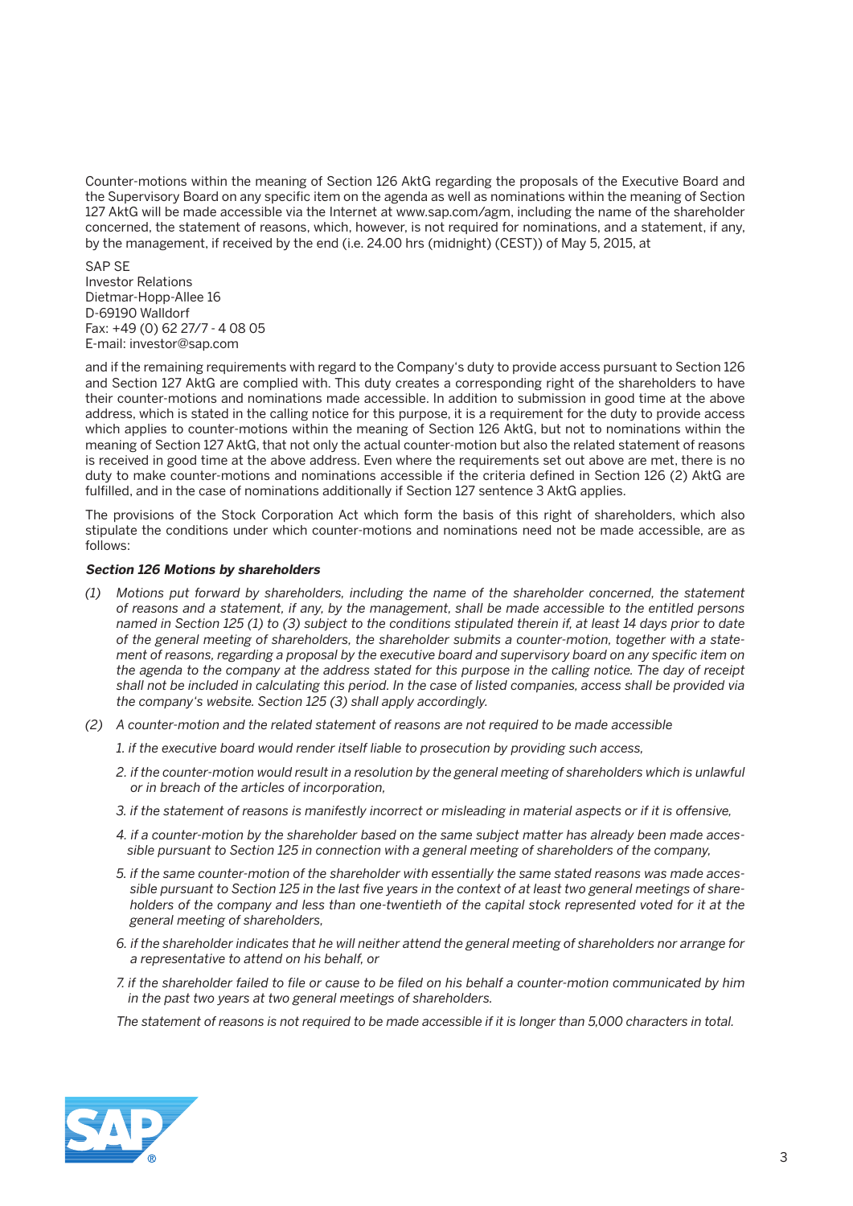Counter-motions within the meaning of Section 126 AktG regarding the proposals of the Executive Board and the Supervisory Board on any specific item on the agenda as well as nominations within the meaning of Section 127 AktG will be made accessible via the Internet at www.sap.com/agm, including the name of the shareholder concerned, the statement of reasons, which, however, is not required for nominations, and a statement, if any, by the management, if received by the end (i.e. 24.00 hrs (midnight) (CEST)) of May 5, 2015, at

SAP SE
Investor Relations
Dietmar-Hopp-Allee 16
D-69190 Walldorf
Fax: +49 (0) 62 27/7 - 4 08 05
E-mail: investor@sap.com

and if the remaining requirements with regard to the Company's duty to provide access pursuant to Section 126 and Section 127 AktG are complied with. This duty creates a corresponding right of the shareholders to have their counter-motions and nominations made accessible. In addition to submission in good time at the above address, which is stated in the calling notice for this purpose, it is a requirement for the duty to provide access which applies to counter-motions within the meaning of Section 126 AktG, but not to nominations within the meaning of Section 127 AktG, that not only the actual counter-motion but also the related statement of reasons is received in good time at the above address. Even where the requirements set out above are met, there is no duty to make counter-motions and nominations accessible if the criteria defined in Section 126 (2) AktG are fulfilled, and in the case of nominations additionally if Section 127 sentence 3 AktG applies.

The provisions of the Stock Corporation Act which form the basis of this right of shareholders, which also stipulate the conditions under which counter-motions and nominations need not be made accessible, are as follows:

***Section 126 Motions by shareholders***

*(1) Motions put forward by shareholders, including the name of the shareholder concerned, the statement of reasons and a statement, if any, by the management, shall be made accessible to the entitled persons named in Section 125 (1) to (3) subject to the conditions stipulated therein if, at least 14 days prior to date of the general meeting of shareholders, the shareholder submits a counter-motion, together with a statement of reasons, regarding a proposal by the executive board and supervisory board on any specific item on the agenda to the company at the address stated for this purpose in the calling notice. The day of receipt shall not be included in calculating this period. In the case of listed companies, access shall be provided via the company's website. Section 125 (3) shall apply accordingly.*

*(2) A counter-motion and the related statement of reasons are not required to be made accessible*

*1. if the executive board would render itself liable to prosecution by providing such access,*

*2. if the counter-motion would result in a resolution by the general meeting of shareholders which is unlawful or in breach of the articles of incorporation,*

*3. if the statement of reasons is manifestly incorrect or misleading in material aspects or if it is offensive,*

*4. if a counter-motion by the shareholder based on the same subject matter has already been made accessible pursuant to Section 125 in connection with a general meeting of shareholders of the company,*

*5. if the same counter-motion of the shareholder with essentially the same stated reasons was made accessible pursuant to Section 125 in the last five years in the context of at least two general meetings of shareholders of the company and less than one-twentieth of the capital stock represented voted for it at the general meeting of shareholders,*

*6. if the shareholder indicates that he will neither attend the general meeting of shareholders nor arrange for a representative to attend on his behalf, or*

*7. if the shareholder failed to file or cause to be filed on his behalf a counter-motion communicated by him in the past two years at two general meetings of shareholders.*

*The statement of reasons is not required to be made accessible if it is longer than 5,000 characters in total.*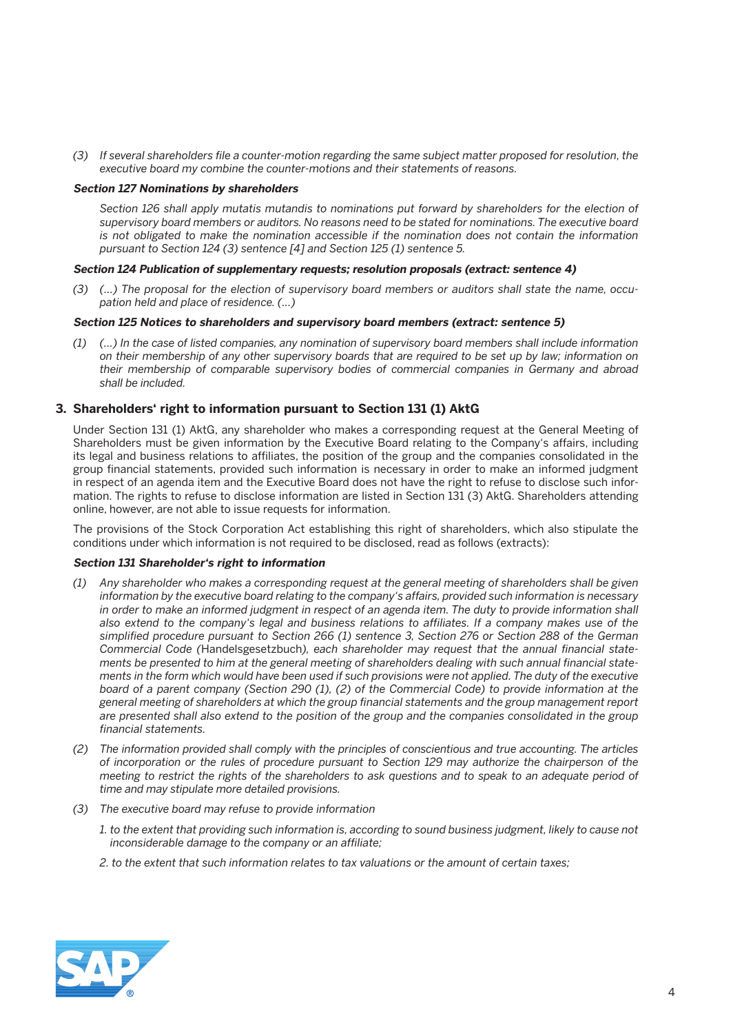*(3) If several shareholders file a counter-motion regarding the same subject matter proposed for resolution, the executive board my combine the counter-motions and their statements of reasons.*

***Section 127 Nominations by shareholders***

*Section 126 shall apply mutatis mutandis to nominations put forward by shareholders for the election of supervisory board members or auditors. No reasons need to be stated for nominations. The executive board is not obligated to make the nomination accessible if the nomination does not contain the information pursuant to Section 124 (3) sentence [4] and Section 125 (1) sentence 5.*

***Section 124 Publication of supplementary requests; resolution proposals (extract: sentence 4)***

*(3) (…) The proposal for the election of supervisory board members or auditors shall state the name, occupation held and place of residence. (…)*

***Section 125 Notices to shareholders and supervisory board members (extract: sentence 5)***

*(1) (…) In the case of listed companies, any nomination of supervisory board members shall include information on their membership of any other supervisory boards that are required to be set up by law; information on their membership of comparable supervisory bodies of commercial companies in Germany and abroad shall be included.*

## 3. Shareholders' right to information pursuant to Section 131 (1) AktG

Under Section 131 (1) AktG, any shareholder who makes a corresponding request at the General Meeting of Shareholders must be given information by the Executive Board relating to the Company's affairs, including its legal and business relations to affiliates, the position of the group and the companies consolidated in the group financial statements, provided such information is necessary in order to make an informed judgment in respect of an agenda item and the Executive Board does not have the right to refuse to disclose such information. The rights to refuse to disclose information are listed in Section 131 (3) AktG. Shareholders attending online, however, are not able to issue requests for information.

The provisions of the Stock Corporation Act establishing this right of shareholders, which also stipulate the conditions under which information is not required to be disclosed, read as follows (extracts):

***Section 131 Shareholder's right to information***

*(1) Any shareholder who makes a corresponding request at the general meeting of shareholders shall be given information by the executive board relating to the company's affairs, provided such information is necessary in order to make an informed judgment in respect of an agenda item. The duty to provide information shall also extend to the company's legal and business relations to affiliates. If a company makes use of the simplified procedure pursuant to Section 266 (1) sentence 3, Section 276 or Section 288 of the German Commercial Code (*Handelsgesetzbuch*), each shareholder may request that the annual financial statements be presented to him at the general meeting of shareholders dealing with such annual financial statements in the form which would have been used if such provisions were not applied. The duty of the executive board of a parent company (Section 290 (1), (2) of the Commercial Code) to provide information at the general meeting of shareholders at which the group financial statements and the group management report are presented shall also extend to the position of the group and the companies consolidated in the group financial statements.*

*(2) The information provided shall comply with the principles of conscientious and true accounting. The articles of incorporation or the rules of procedure pursuant to Section 129 may authorize the chairperson of the meeting to restrict the rights of the shareholders to ask questions and to speak to an adequate period of time and may stipulate more detailed provisions.*

*(3) The executive board may refuse to provide information*

*1. to the extent that providing such information is, according to sound business judgment, likely to cause not inconsiderable damage to the company or an affiliate;*

*2. to the extent that such information relates to tax valuations or the amount of certain taxes;*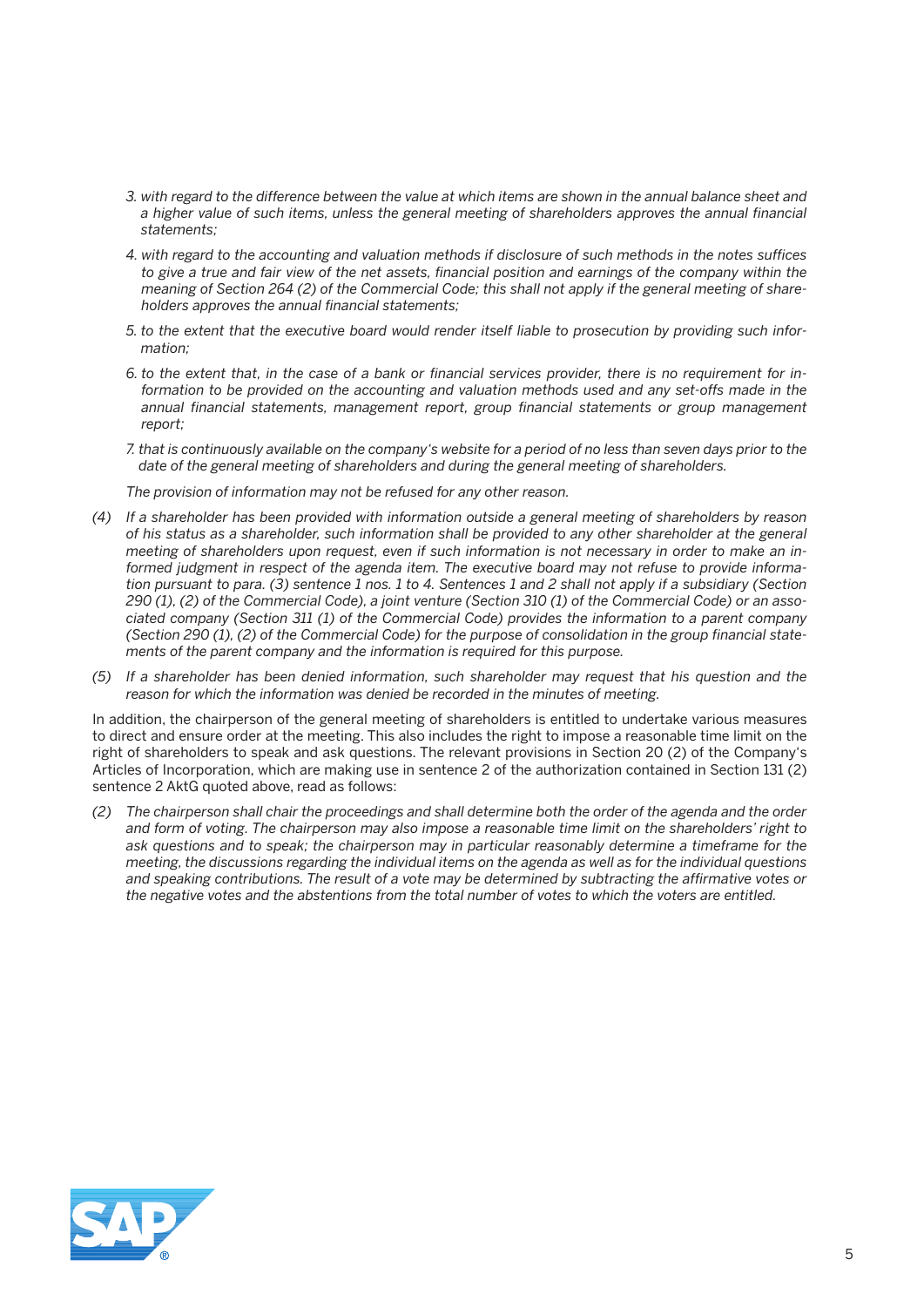3. *with regard to the difference between the value at which items are shown in the annual balance sheet and a higher value of such items, unless the general meeting of shareholders approves the annual financial statements;*

4. *with regard to the accounting and valuation methods if disclosure of such methods in the notes suffices to give a true and fair view of the net assets, financial position and earnings of the company within the meaning of Section 264 (2) of the Commercial Code; this shall not apply if the general meeting of shareholders approves the annual financial statements;*

5. *to the extent that the executive board would render itself liable to prosecution by providing such information;*

6. *to the extent that, in the case of a bank or financial services provider, there is no requirement for information to be provided on the accounting and valuation methods used and any set-offs made in the annual financial statements, management report, group financial statements or group management report;*

7. *that is continuously available on the company's website for a period of no less than seven days prior to the date of the general meeting of shareholders and during the general meeting of shareholders.*

*The provision of information may not be refused for any other reason.*

*(4) If a shareholder has been provided with information outside a general meeting of shareholders by reason of his status as a shareholder, such information shall be provided to any other shareholder at the general meeting of shareholders upon request, even if such information is not necessary in order to make an informed judgment in respect of the agenda item. The executive board may not refuse to provide information pursuant to para. (3) sentence 1 nos. 1 to 4. Sentences 1 and 2 shall not apply if a subsidiary (Section 290 (1), (2) of the Commercial Code), a joint venture (Section 310 (1) of the Commercial Code) or an associated company (Section 311 (1) of the Commercial Code) provides the information to a parent company (Section 290 (1), (2) of the Commercial Code) for the purpose of consolidation in the group financial statements of the parent company and the information is required for this purpose.*

*(5) If a shareholder has been denied information, such shareholder may request that his question and the reason for which the information was denied be recorded in the minutes of meeting.*

In addition, the chairperson of the general meeting of shareholders is entitled to undertake various measures to direct and ensure order at the meeting. This also includes the right to impose a reasonable time limit on the right of shareholders to speak and ask questions. The relevant provisions in Section 20 (2) of the Company's Articles of Incorporation, which are making use in sentence 2 of the authorization contained in Section 131 (2) sentence 2 AktG quoted above, read as follows:

*(2) The chairperson shall chair the proceedings and shall determine both the order of the agenda and the order and form of voting. The chairperson may also impose a reasonable time limit on the shareholders' right to ask questions and to speak; the chairperson may in particular reasonably determine a timeframe for the meeting, the discussions regarding the individual items on the agenda as well as for the individual questions and speaking contributions. The result of a vote may be determined by subtracting the affirmative votes or the negative votes and the abstentions from the total number of votes to which the voters are entitled.*